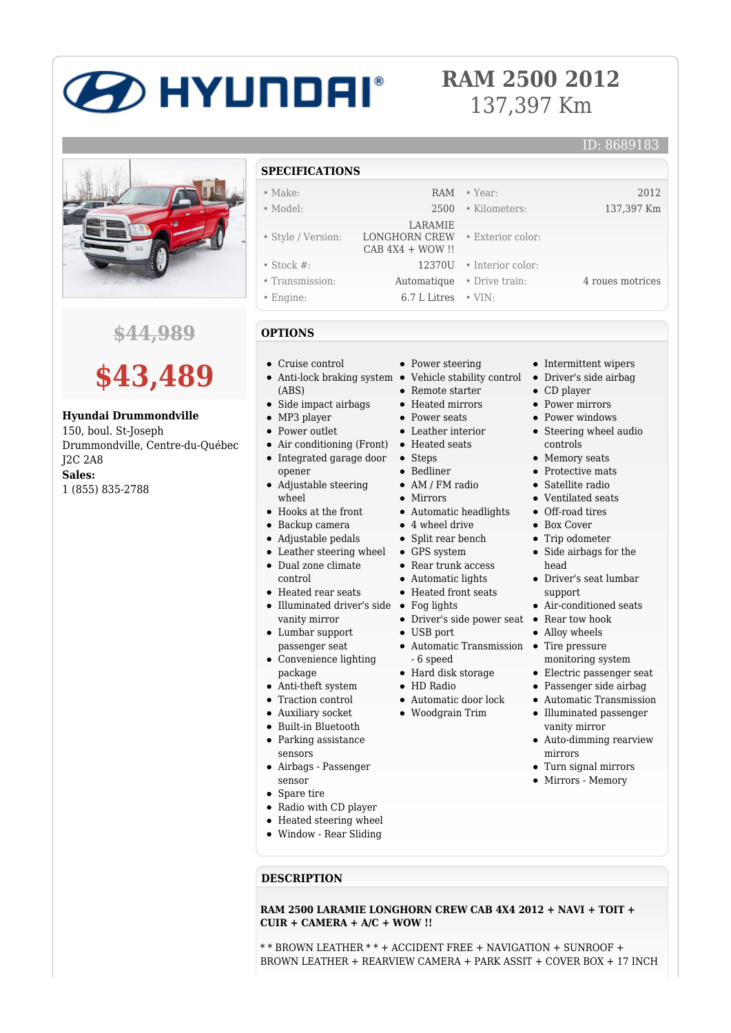# RAM 2500 2012

137,397 Km

ID: 8689183

~~$44,989~~

**$43,489**

**Hyundai Drummondville**
150, boul. St-Joseph
Drummondville, Centre-du-Québec
J2C 2A8
**Sales:**
1 (855) 835-2788

## SPECIFICATIONS

| | | | |
|---|---|---|---|
| • Make: | RAM | • Year: | 2012 |
| • Model: | 2500 | • Kilometers: | 137,397 Km |
| • Style / Version: | LARAMIE LONGHORN CREW CAB 4X4 + WOW !! | • Exterior color: | |
| • Stock #: | 12370U | • Interior color: | |
| • Transmission: | Automatique | • Drive train: | 4 roues motrices |
| • Engine: | 6.7 L Litres | • VIN: | |

## OPTIONS

- Cruise control
- Anti-lock braking system (ABS)
- Side impact airbags
- MP3 player
- Power outlet
- Air conditioning (Front)
- Integrated garage door opener
- Adjustable steering wheel
- Hooks at the front
- Backup camera
- Adjustable pedals
- Leather steering wheel
- Dual zone climate control
- Heated rear seats
- Illuminated driver's side vanity mirror
- Lumbar support passenger seat
- Convenience lighting package
- Anti-theft system
- Traction control
- Auxiliary socket
- Built-in Bluetooth
- Parking assistance sensors
- Airbags - Passenger sensor
- Spare tire
- Radio with CD player
- Heated steering wheel
- Window - Rear Sliding
- Power steering
- Vehicle stability control
- Remote starter
- Heated mirrors
- Power seats
- Leather interior
- Heated seats
- Steps
- Bedliner
- AM / FM radio
- Mirrors
- Automatic headlights
- 4 wheel drive
- Split rear bench
- GPS system
- Rear trunk access
- Automatic lights
- Heated front seats
- Fog lights
- Driver's side power seat
- USB port
- Automatic Transmission - 6 speed
- Hard disk storage
- HD Radio
- Automatic door lock
- Woodgrain Trim
- Intermittent wipers
- Driver's side airbag
- CD player
- Power mirrors
- Power windows
- Steering wheel audio controls
- Memory seats
- Protective mats
- Satellite radio
- Ventilated seats
- Off-road tires
- Box Cover
- Trip odometer
- Side airbags for the head
- Driver's seat lumbar support
- Air-conditioned seats
- Rear tow hook
- Alloy wheels
- Tire pressure monitoring system
- Electric passenger seat
- Passenger side airbag
- Automatic Transmission
- Illuminated passenger vanity mirror
- Auto-dimming rearview mirrors
- Turn signal mirrors
- Mirrors - Memory

## DESCRIPTION

**RAM 2500 LARAMIE LONGHORN CREW CAB 4X4 2012 + NAVI + TOIT + CUIR + CAMERA + A/C + WOW !!**

* * BROWN LEATHER * * + ACCIDENT FREE + NAVIGATION + SUNROOF + BROWN LEATHER + REARVIEW CAMERA + PARK ASSIT + COVER BOX + 17 INCH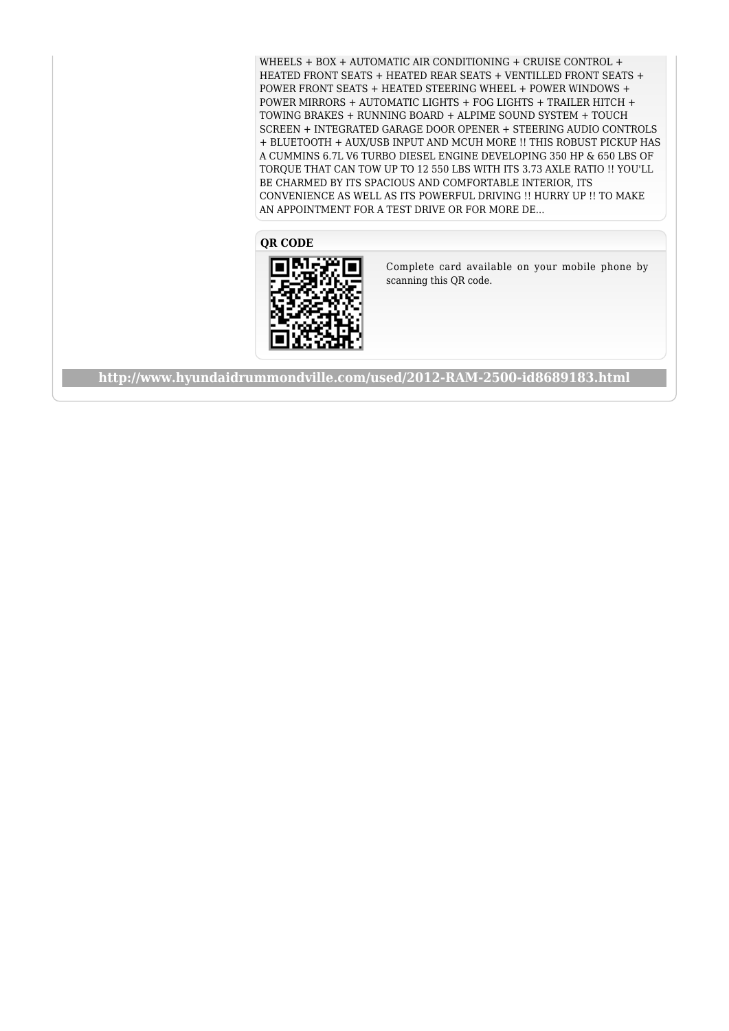WHEELS + BOX + AUTOMATIC AIR CONDITIONING + CRUISE CONTROL + HEATED FRONT SEATS + HEATED REAR SEATS + VENTILLED FRONT SEATS + POWER FRONT SEATS + HEATED STEERING WHEEL + POWER WINDOWS + POWER MIRRORS + AUTOMATIC LIGHTS + FOG LIGHTS + TRAILER HITCH + TOWING BRAKES + RUNNING BOARD + ALPIME SOUND SYSTEM + TOUCH SCREEN + INTEGRATED GARAGE DOOR OPENER + STEERING AUDIO CONTROLS + BLUETOOTH + AUX/USB INPUT AND MCUH MORE !! THIS ROBUST PICKUP HAS A CUMMINS 6.7L V6 TURBO DIESEL ENGINE DEVELOPING 350 HP & 650 LBS OF TORQUE THAT CAN TOW UP TO 12 550 LBS WITH ITS 3.73 AXLE RATIO !! YOU'LL BE CHARMED BY ITS SPACIOUS AND COMFORTABLE INTERIOR, ITS CONVENIENCE AS WELL AS ITS POWERFUL DRIVING !! HURRY UP !! TO MAKE AN APPOINTMENT FOR A TEST DRIVE OR FOR MORE DE...

**QR CODE**

Complete card available on your mobile phone by scanning this QR code.

**http://www.hyundaidrummondville.com/used/2012-RAM-2500-id8689183.html**